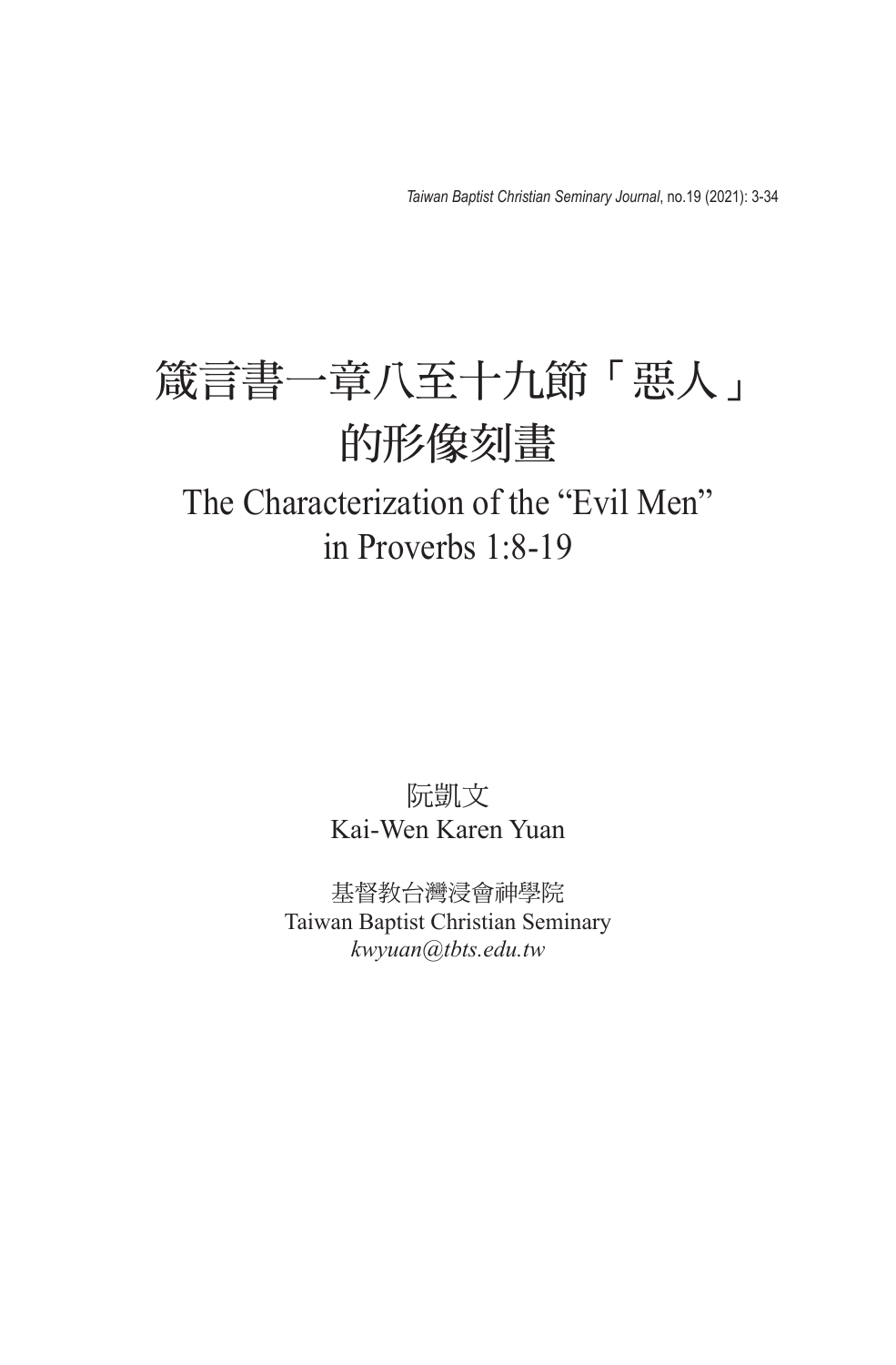# 箴言書一章八至十九節「惡人」的形像刻畫

## The Characterization of the "Evil Men" in Proverbs 1:8-19

阮凱文
Kai-Wen Karen Yuan

基督教台灣浸會神學院
Taiwan Baptist Christian Seminary
*kwyuan@tbts.edu.tw*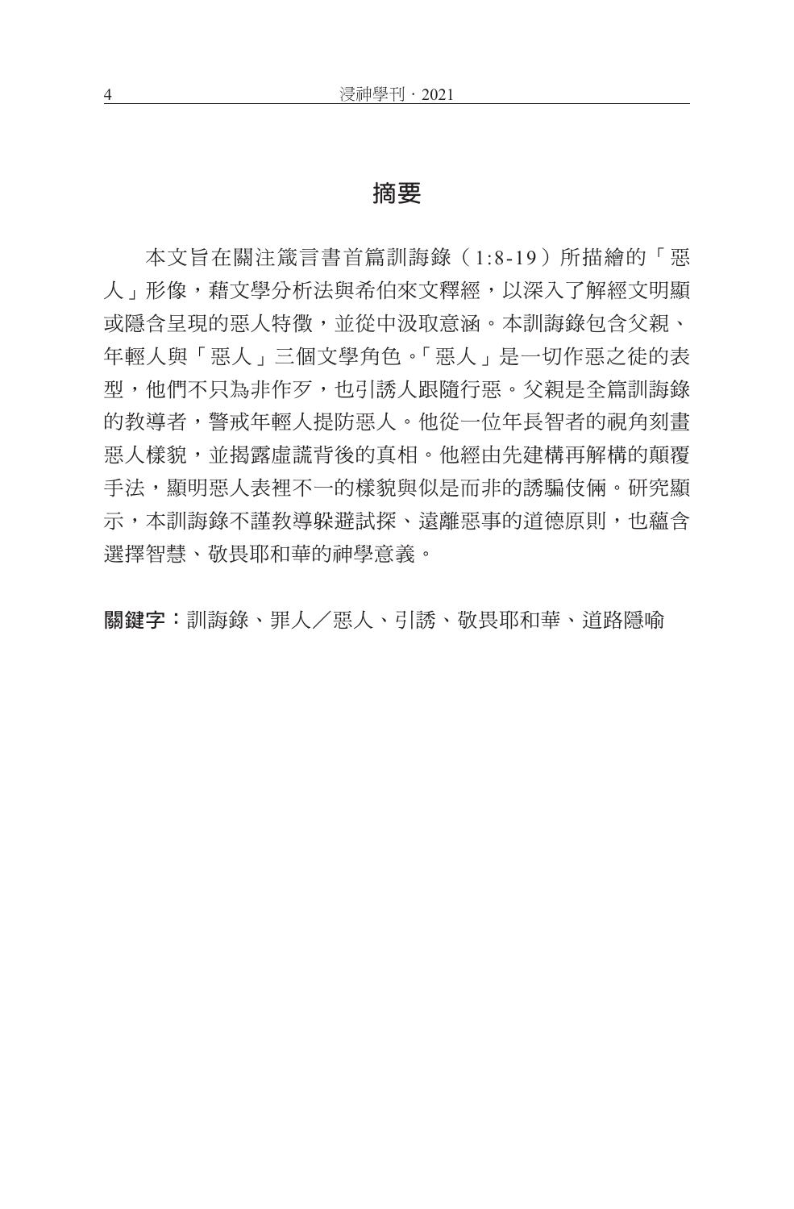# 摘要

本文旨在關注箴言書首篇訓誨錄（1:8-19）所描繪的「惡人」形像，藉文學分析法與希伯來文釋經，以深入了解經文明顯或隱含呈現的惡人特徵，並從中汲取意涵。本訓誨錄包含父親、年輕人與「惡人」三個文學角色。「惡人」是一切作惡之徒的表型，他們不只為非作歹，也引誘人跟隨行惡。父親是全篇訓誨錄的教導者，警戒年輕人提防惡人。他從一位年長智者的視角刻畫惡人樣貌，並揭露虛謊背後的真相。他經由先建構再解構的顛覆手法，顯明惡人表裡不一的樣貌與似是而非的誘騙伎倆。研究顯示，本訓誨錄不謹教導躲避試探、遠離惡事的道德原則，也蘊含選擇智慧、敬畏耶和華的神學意義。

**關鍵字**：訓誨錄、罪人／惡人、引誘、敬畏耶和華、道路隱喻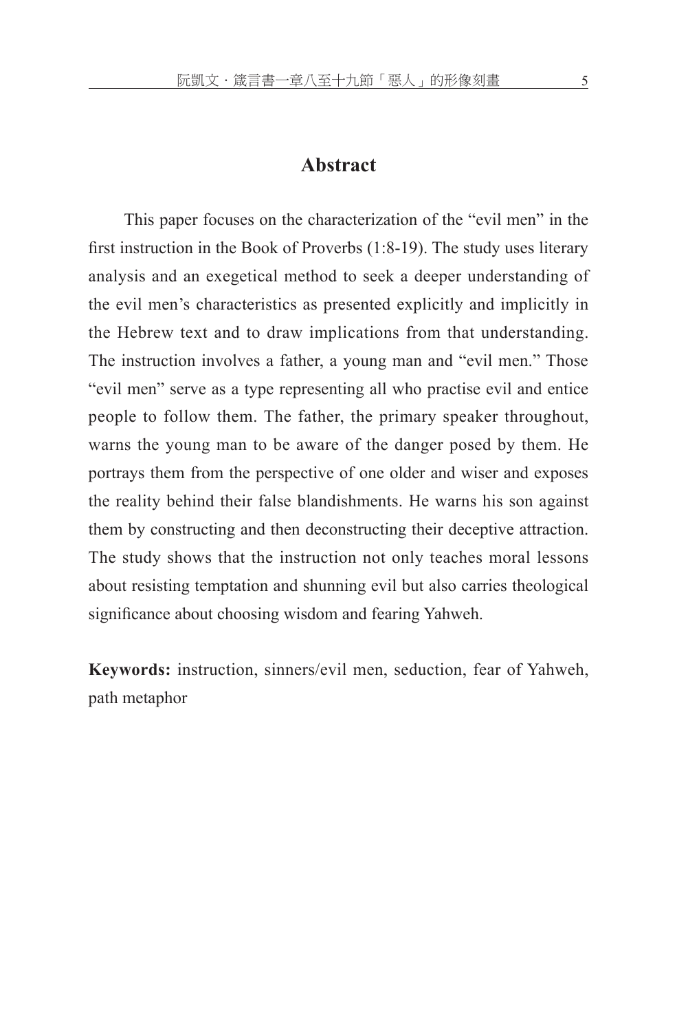## Abstract

This paper focuses on the characterization of the "evil men" in the first instruction in the Book of Proverbs (1:8-19). The study uses literary analysis and an exegetical method to seek a deeper understanding of the evil men's characteristics as presented explicitly and implicitly in the Hebrew text and to draw implications from that understanding. The instruction involves a father, a young man and "evil men." Those "evil men" serve as a type representing all who practise evil and entice people to follow them. The father, the primary speaker throughout, warns the young man to be aware of the danger posed by them. He portrays them from the perspective of one older and wiser and exposes the reality behind their false blandishments. He warns his son against them by constructing and then deconstructing their deceptive attraction. The study shows that the instruction not only teaches moral lessons about resisting temptation and shunning evil but also carries theological significance about choosing wisdom and fearing Yahweh.

**Keywords:** instruction, sinners/evil men, seduction, fear of Yahweh, path metaphor